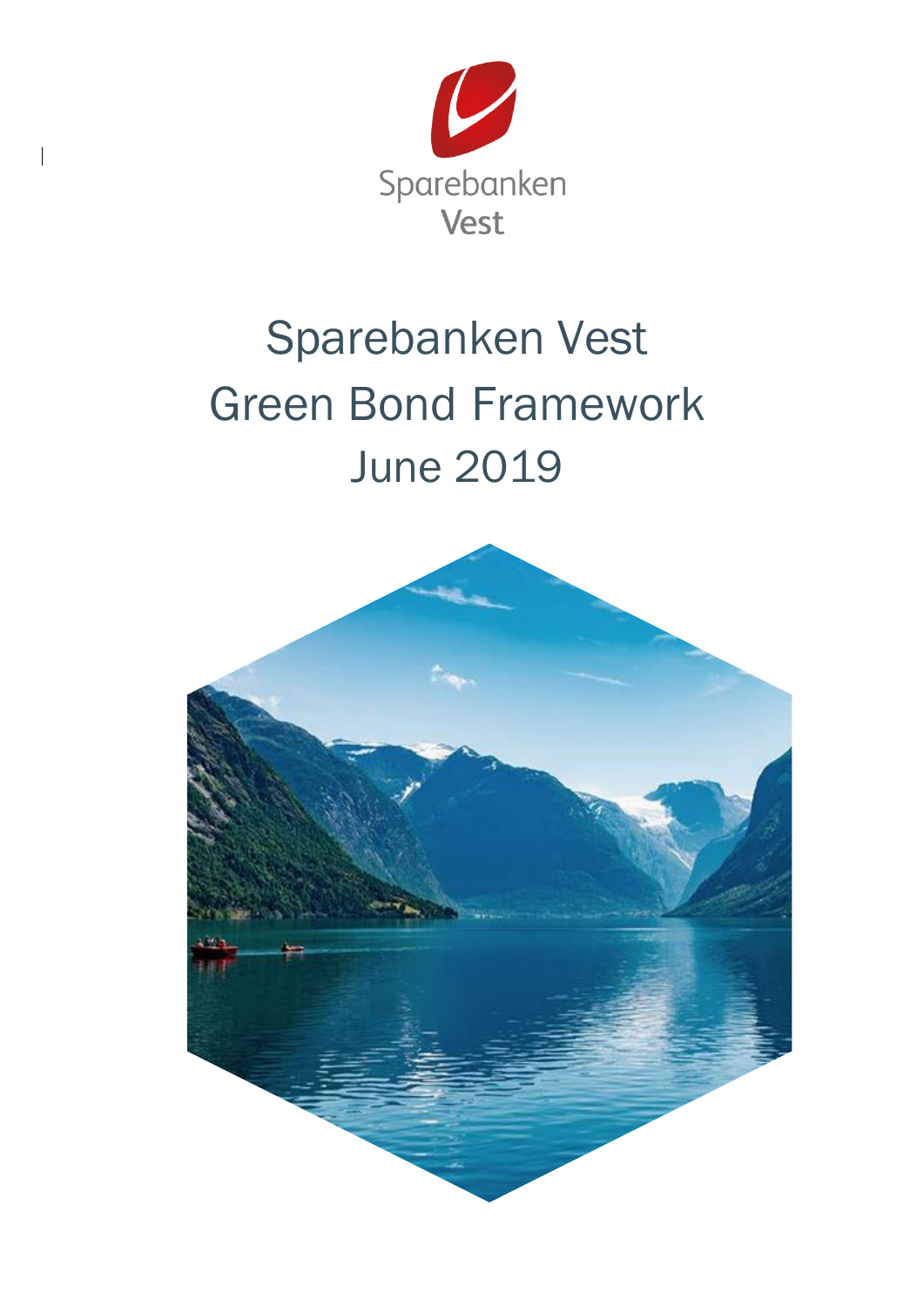Sparebanken Vest

# Sparebanken Vest Green Bond Framework June 2019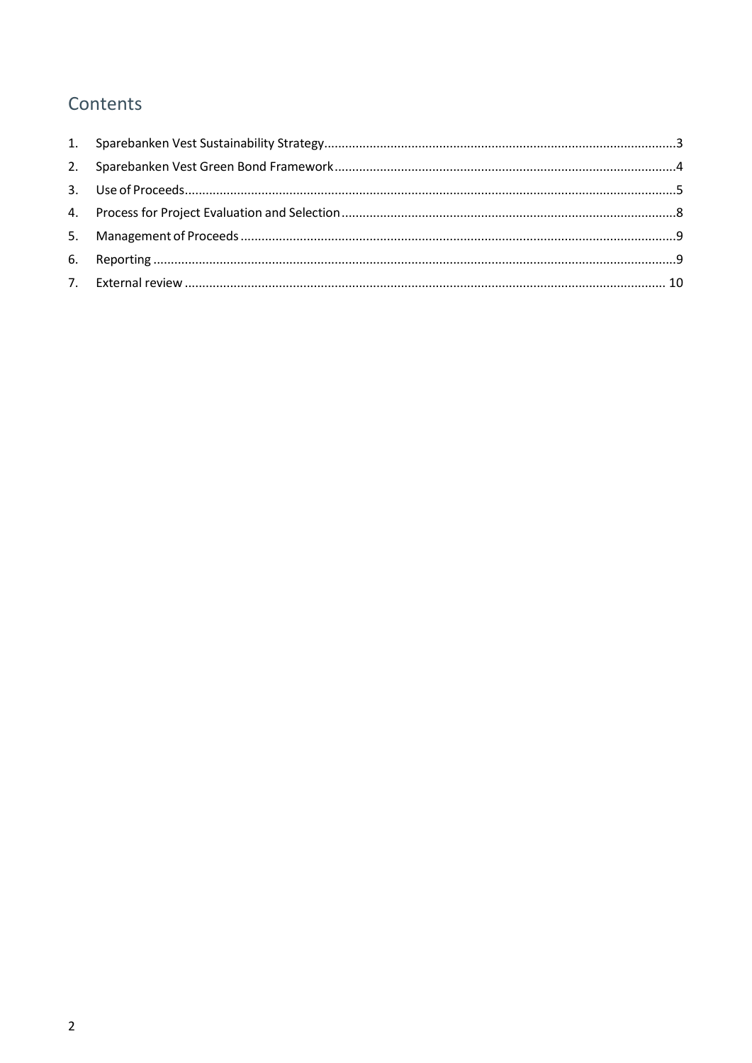## Contents

1. Sparebanken Vest Sustainability Strategy....................3
2. Sparebanken Vest Green Bond Framework....................4
3. Use of Proceeds....................5
4. Process for Project Evaluation and Selection....................8
5. Management of Proceeds....................9
6. Reporting....................9
7. External review....................10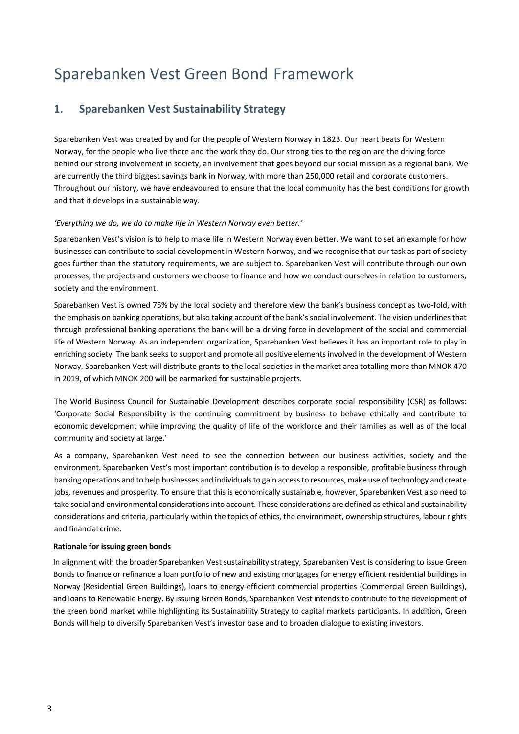# Sparebanken Vest Green Bond Framework

## 1. Sparebanken Vest Sustainability Strategy

Sparebanken Vest was created by and for the people of Western Norway in 1823. Our heart beats for Western Norway, for the people who live there and the work they do. Our strong ties to the region are the driving force behind our strong involvement in society, an involvement that goes beyond our social mission as a regional bank. We are currently the third biggest savings bank in Norway, with more than 250,000 retail and corporate customers. Throughout our history, we have endeavoured to ensure that the local community has the best conditions for growth and that it develops in a sustainable way.

*'Everything we do, we do to make life in Western Norway even better.'*

Sparebanken Vest's vision is to help to make life in Western Norway even better. We want to set an example for how businesses can contribute to social development in Western Norway, and we recognise that our task as part of society goes further than the statutory requirements, we are subject to. Sparebanken Vest will contribute through our own processes, the projects and customers we choose to finance and how we conduct ourselves in relation to customers, society and the environment.

Sparebanken Vest is owned 75% by the local society and therefore view the bank's business concept as two-fold, with the emphasis on banking operations, but also taking account of the bank's social involvement. The vision underlines that through professional banking operations the bank will be a driving force in development of the social and commercial life of Western Norway. As an independent organization, Sparebanken Vest believes it has an important role to play in enriching society. The bank seeks to support and promote all positive elements involved in the development of Western Norway. Sparebanken Vest will distribute grants to the local societies in the market area totalling more than MNOK 470 in 2019, of which MNOK 200 will be earmarked for sustainable projects.

The World Business Council for Sustainable Development describes corporate social responsibility (CSR) as follows: 'Corporate Social Responsibility is the continuing commitment by business to behave ethically and contribute to economic development while improving the quality of life of the workforce and their families as well as of the local community and society at large.'

As a company, Sparebanken Vest need to see the connection between our business activities, society and the environment. Sparebanken Vest's most important contribution is to develop a responsible, profitable business through banking operations and to help businesses and individuals to gain access to resources, make use of technology and create jobs, revenues and prosperity. To ensure that this is economically sustainable, however, Sparebanken Vest also need to take social and environmental considerations into account. These considerations are defined as ethical and sustainability considerations and criteria, particularly within the topics of ethics, the environment, ownership structures, labour rights and financial crime.

**Rationale for issuing green bonds**

In alignment with the broader Sparebanken Vest sustainability strategy, Sparebanken Vest is considering to issue Green Bonds to finance or refinance a loan portfolio of new and existing mortgages for energy efficient residential buildings in Norway (Residential Green Buildings), loans to energy-efficient commercial properties (Commercial Green Buildings), and loans to Renewable Energy. By issuing Green Bonds, Sparebanken Vest intends to contribute to the development of the green bond market while highlighting its Sustainability Strategy to capital markets participants. In addition, Green Bonds will help to diversify Sparebanken Vest's investor base and to broaden dialogue to existing investors.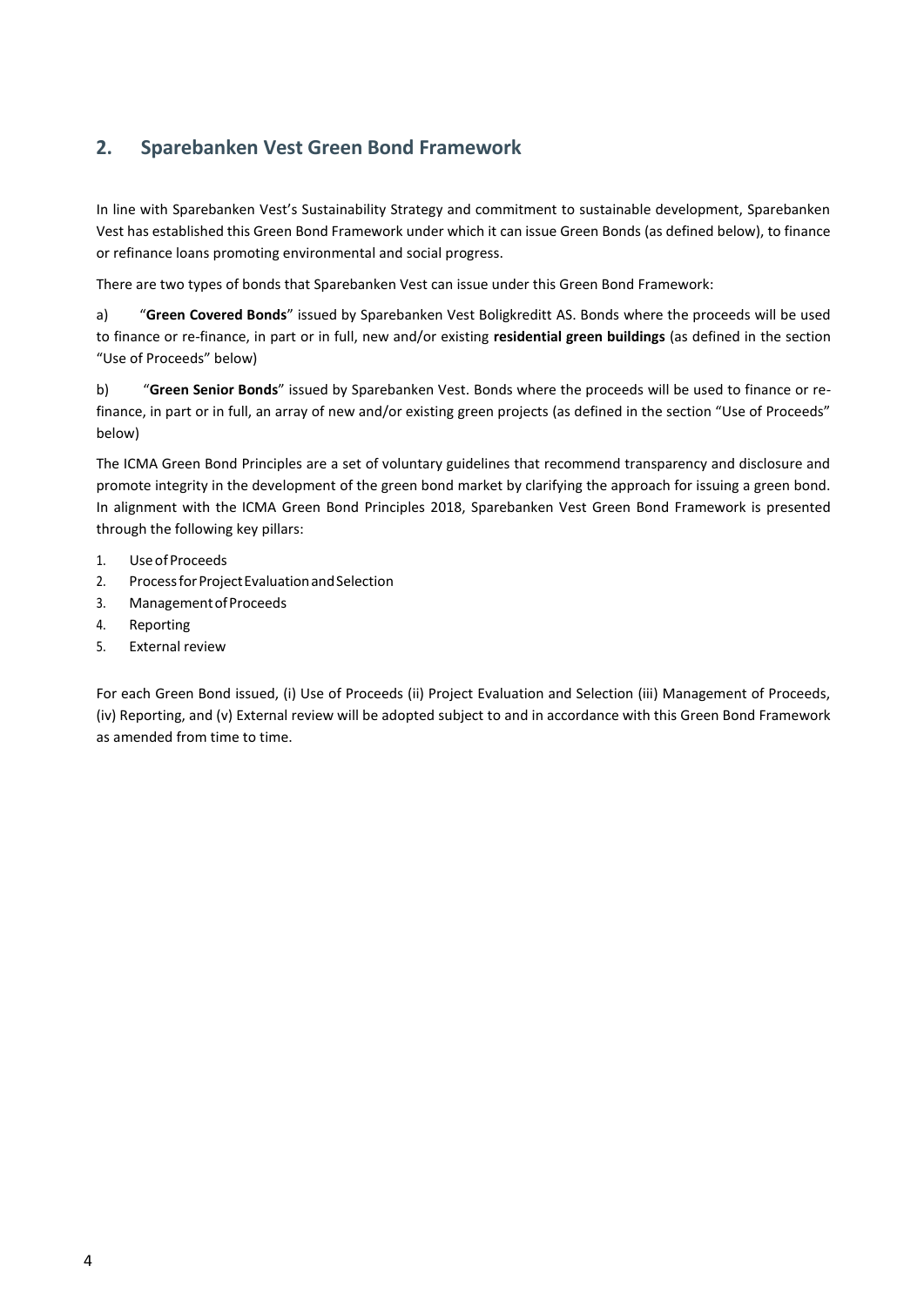## 2. Sparebanken Vest Green Bond Framework

In line with Sparebanken Vest's Sustainability Strategy and commitment to sustainable development, Sparebanken Vest has established this Green Bond Framework under which it can issue Green Bonds (as defined below), to finance or refinance loans promoting environmental and social progress.

There are two types of bonds that Sparebanken Vest can issue under this Green Bond Framework:

a) "**Green Covered Bonds**" issued by Sparebanken Vest Boligkreditt AS. Bonds where the proceeds will be used to finance or re-finance, in part or in full, new and/or existing **residential green buildings** (as defined in the section "Use of Proceeds" below)

b) "**Green Senior Bonds**" issued by Sparebanken Vest. Bonds where the proceeds will be used to finance or re-finance, in part or in full, an array of new and/or existing green projects (as defined in the section "Use of Proceeds" below)

The ICMA Green Bond Principles are a set of voluntary guidelines that recommend transparency and disclosure and promote integrity in the development of the green bond market by clarifying the approach for issuing a green bond. In alignment with the ICMA Green Bond Principles 2018, Sparebanken Vest Green Bond Framework is presented through the following key pillars:

1. Use of Proceeds
2. Process for Project Evaluation and Selection
3. Management of Proceeds
4. Reporting
5. External review

For each Green Bond issued, (i) Use of Proceeds (ii) Project Evaluation and Selection (iii) Management of Proceeds, (iv) Reporting, and (v) External review will be adopted subject to and in accordance with this Green Bond Framework as amended from time to time.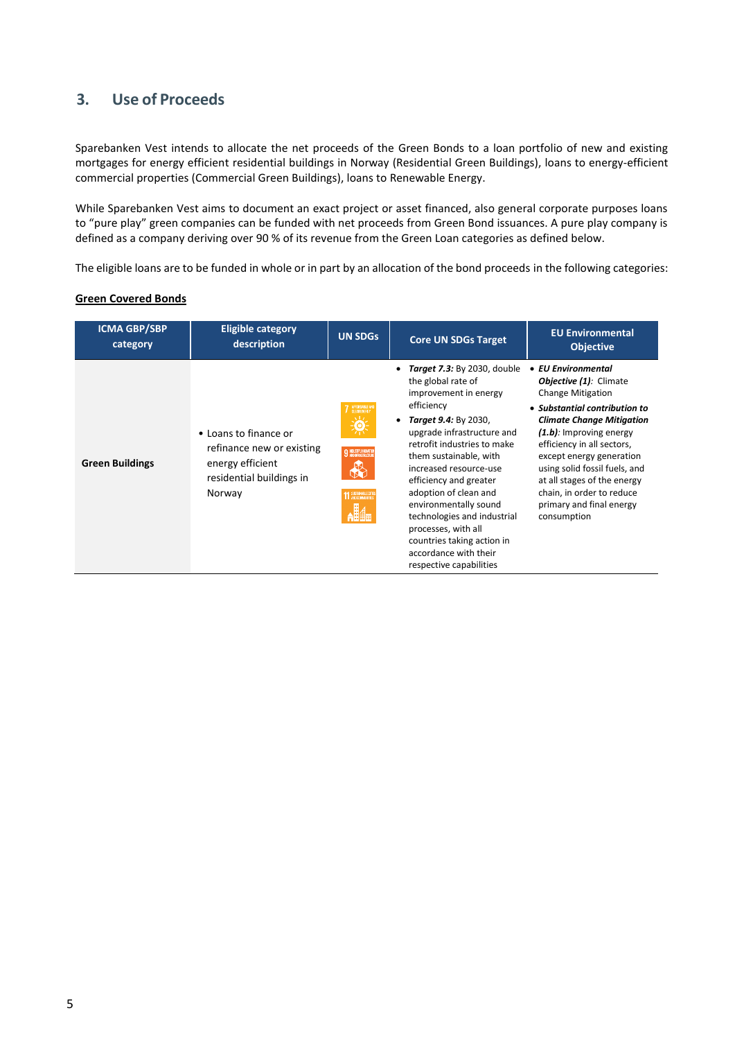## 3. Use of Proceeds

Sparebanken Vest intends to allocate the net proceeds of the Green Bonds to a loan portfolio of new and existing mortgages for energy efficient residential buildings in Norway (Residential Green Buildings), loans to energy-efficient commercial properties (Commercial Green Buildings), loans to Renewable Energy.

While Sparebanken Vest aims to document an exact project or asset financed, also general corporate purposes loans to "pure play" green companies can be funded with net proceeds from Green Bond issuances. A pure play company is defined as a company deriving over 90 % of its revenue from the Green Loan categories as defined below.

The eligible loans are to be funded in whole or in part by an allocation of the bond proceeds in the following categories:

**Green Covered Bonds**

| ICMA GBP/SBP category | Eligible category description | UN SDGs | Core UN SDGs Target | EU Environmental Objective |
|---|---|---|---|---|
| **Green Buildings** | • Loans to finance or refinance new or existing energy efficient residential buildings in Norway | 7 AFFORDABLE AND CLEAN ENERGY; 9 INDUSTRY, INNOVATION AND INFRASTRUCTURE; 11 SUSTAINABLE CITIES AND COMMUNITIES | • ***Target 7.3:*** By 2030, double the global rate of improvement in energy efficiency<br>• ***Target 9.4:*** By 2030, upgrade infrastructure and retrofit industries to make them sustainable, with increased resource-use efficiency and greater adoption of clean and environmentally sound technologies and industrial processes, with all countries taking action in accordance with their respective capabilities | • ***EU Environmental Objective (1):*** Climate Change Mitigation<br>• ***Substantial contribution to Climate Change Mitigation (1.b):*** Improving energy efficiency in all sectors, except energy generation using solid fossil fuels, and at all stages of the energy chain, in order to reduce primary and final energy consumption |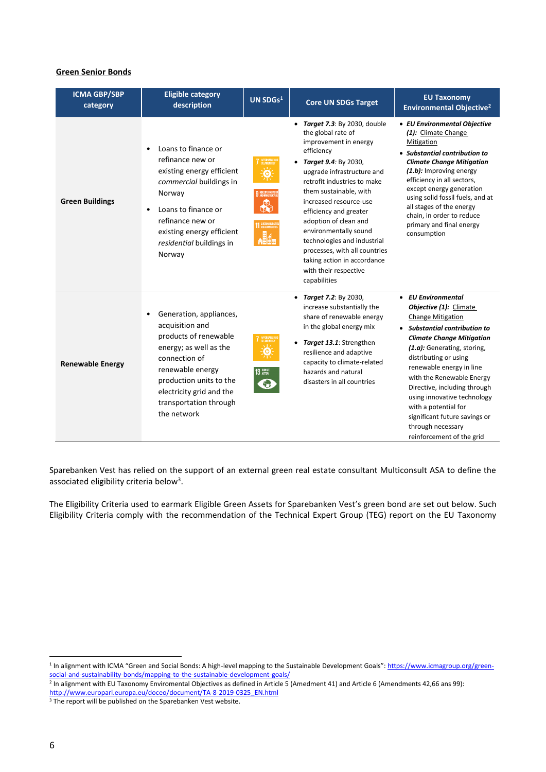**Green Senior Bonds**

| ICMA GBP/SBP category | Eligible category description | UN SDGs[1] | Core UN SDGs Target | EU Taxonomy Environmental Objective[2] |
|---|---|---|---|---|
| **Green Buildings** | • Loans to finance or refinance new or existing energy efficient *commercial* buildings in Norway<br>• Loans to finance or refinance new or existing energy efficient *residential* buildings in Norway | 7, 9, 11 | • ***Target 7.3***: By 2030, double the global rate of improvement in energy efficiency<br>• ***Target 9.4***: By 2030, upgrade infrastructure and retrofit industries to make them sustainable, with increased resource-use efficiency and greater adoption of clean and environmentally sound technologies and industrial processes, with all countries taking action in accordance with their respective capabilities | • ***EU Environmental Objective (1):*** Climate Change Mitigation<br>• ***Substantial contribution to Climate Change Mitigation (1.b):*** Improving energy efficiency in all sectors, except energy generation using solid fossil fuels, and at all stages of the energy chain, in order to reduce primary and final energy consumption |
| **Renewable Energy** | • Generation, appliances, acquisition and products of renewable energy; as well as the connection of renewable energy production units to the electricity grid and the transportation through the network | 7, 13 | • ***Target 7.2***: By 2030, increase substantially the share of renewable energy in the global energy mix<br>• ***Target 13.1***: Strengthen resilience and adaptive capacity to climate-related hazards and natural disasters in all countries | • ***EU Environmental Objective (1):*** Climate Change Mitigation<br>• ***Substantial contribution to Climate Change Mitigation (1.a):*** Generating, storing, distributing or using renewable energy in line with the Renewable Energy Directive, including through using innovative technology with a potential for significant future savings or through necessary reinforcement of the grid |

Sparebanken Vest has relied on the support of an external green real estate consultant Multiconsult ASA to define the associated eligibility criteria below[3].

The Eligibility Criteria used to earmark Eligible Green Assets for Sparebanken Vest's green bond are set out below. Such Eligibility Criteria comply with the recommendation of the Technical Expert Group (TEG) report on the EU Taxonomy

[1] In alignment with ICMA "Green and Social Bonds: A high-level mapping to the Sustainable Development Goals": https://www.icmagroup.org/green-social-and-sustainability-bonds/mapping-to-the-sustainable-development-goals/

[2] In alignment with EU Taxonomy Enviromental Objectives as defined in Article 5 (Amedment 41) and Article 6 (Amendments 42,66 ans 99): http://www.europarl.europa.eu/doceo/document/TA-8-2019-0325_EN.html

[3] The report will be published on the Sparebanken Vest website.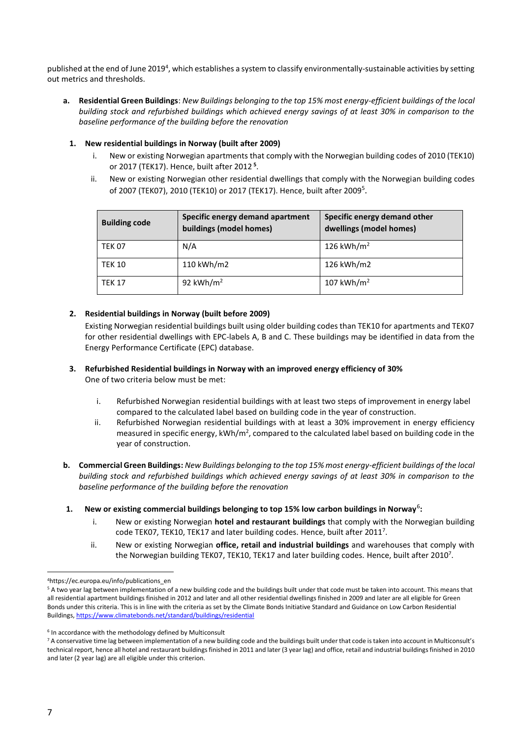published at the end of June 2019[4], which establishes a system to classify environmentally-sustainable activities by setting out metrics and thresholds.

**a. Residential Green Buildings**: *New Buildings belonging to the top 15% most energy-efficient buildings of the local building stock and refurbished buildings which achieved energy savings of at least 30% in comparison to the baseline performance of the building before the renovation*

**1. New residential buildings in Norway (built after 2009)**

i. New or existing Norwegian apartments that comply with the Norwegian building codes of 2010 (TEK10) or 2017 (TEK17). Hence, built after 2012[5].

ii. New or existing Norwegian other residential dwellings that comply with the Norwegian building codes of 2007 (TEK07), 2010 (TEK10) or 2017 (TEK17). Hence, built after 2009[5].

| Building code | Specific energy demand apartment buildings (model homes) | Specific energy demand other dwellings (model homes) |
|---|---|---|
| TEK 07 | N/A | 126 kWh/m$^2$ |
| TEK 10 | 110 kWh/m2 | 126 kWh/m2 |
| TEK 17 | 92 kWh/m$^2$ | 107 kWh/m$^2$ |

**2. Residential buildings in Norway (built before 2009)**

Existing Norwegian residential buildings built using older building codes than TEK10 for apartments and TEK07 for other residential dwellings with EPC-labels A, B and C. These buildings may be identified in data from the Energy Performance Certificate (EPC) database.

**3. Refurbished Residential buildings in Norway with an improved energy efficiency of 30%**

One of two criteria below must be met:

i. Refurbished Norwegian residential buildings with at least two steps of improvement in energy label compared to the calculated label based on building code in the year of construction.

ii. Refurbished Norwegian residential buildings with at least a 30% improvement in energy efficiency measured in specific energy, kWh/m$^2$, compared to the calculated label based on building code in the year of construction.

**b. Commercial Green Buildings:** *New Buildings belonging to the top 15% most energy-efficient buildings of the local building stock and refurbished buildings which achieved energy savings of at least 30% in comparison to the baseline performance of the building before the renovation*

**1. New or existing commercial buildings belonging to top 15% low carbon buildings in Norway[6]:**

i. New or existing Norwegian **hotel and restaurant buildings** that comply with the Norwegian building code TEK07, TEK10, TEK17 and later building codes. Hence, built after 2011[7].

ii. New or existing Norwegian **office, retail and industrial buildings** and warehouses that comply with the Norwegian building TEK07, TEK10, TEK17 and later building codes. Hence, built after 2010[7].

---

[4] https://ec.europa.eu/info/publications_en

[5] A two year lag between implementation of a new building code and the buildings built under that code must be taken into account. This means that all residential apartment buildings finished in 2012 and later and all other residential dwellings finished in 2009 and later are all eligible for Green Bonds under this criteria. This is in line with the criteria as set by the Climate Bonds Initiative Standard and Guidance on Low Carbon Residential Buildings, https://www.climatebonds.net/standard/buildings/residential

[6] In accordance with the methodology defined by Multiconsult

[7] A conservative time lag between implementation of a new building code and the buildings built under that code is taken into account in Multiconsult's technical report, hence all hotel and restaurant buildings finished in 2011 and later (3 year lag) and office, retail and industrial buildings finished in 2010 and later (2 year lag) are all eligible under this criterion.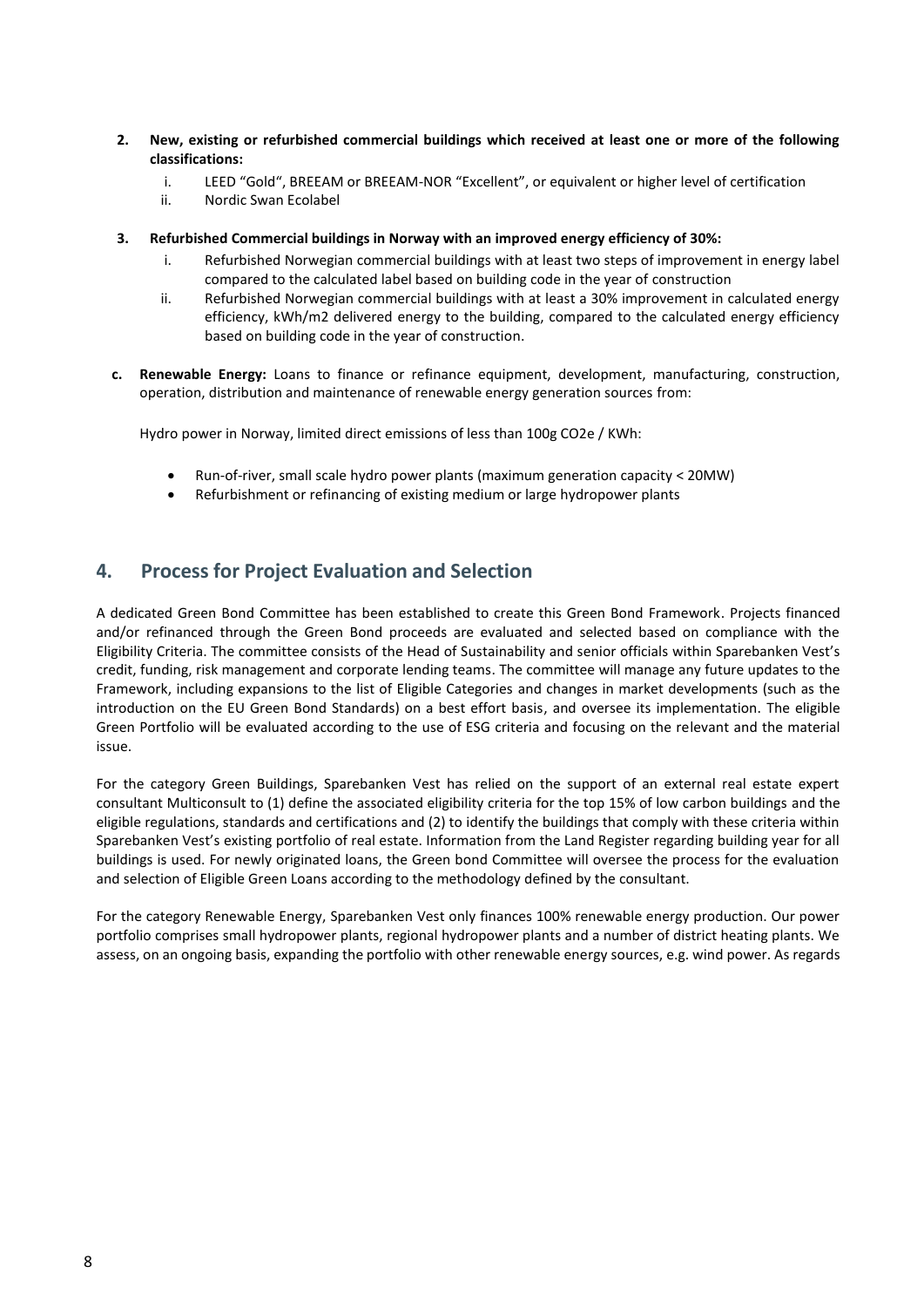2. **New, existing or refurbished commercial buildings which received at least one or more of the following classifications:**
    i. LEED "Gold", BREEAM or BREEAM-NOR "Excellent", or equivalent or higher level of certification
    ii. Nordic Swan Ecolabel

3. **Refurbished Commercial buildings in Norway with an improved energy efficiency of 30%:**
    i. Refurbished Norwegian commercial buildings with at least two steps of improvement in energy label compared to the calculated label based on building code in the year of construction
    ii. Refurbished Norwegian commercial buildings with at least a 30% improvement in calculated energy efficiency, kWh/m2 delivered energy to the building, compared to the calculated energy efficiency based on building code in the year of construction.

c. **Renewable Energy:** Loans to finance or refinance equipment, development, manufacturing, construction, operation, distribution and maintenance of renewable energy generation sources from:

Hydro power in Norway, limited direct emissions of less than 100g CO2e / KWh:

- Run-of-river, small scale hydro power plants (maximum generation capacity < 20MW)
- Refurbishment or refinancing of existing medium or large hydropower plants

## 4. Process for Project Evaluation and Selection

A dedicated Green Bond Committee has been established to create this Green Bond Framework. Projects financed and/or refinanced through the Green Bond proceeds are evaluated and selected based on compliance with the Eligibility Criteria. The committee consists of the Head of Sustainability and senior officials within Sparebanken Vest's credit, funding, risk management and corporate lending teams. The committee will manage any future updates to the Framework, including expansions to the list of Eligible Categories and changes in market developments (such as the introduction on the EU Green Bond Standards) on a best effort basis, and oversee its implementation. The eligible Green Portfolio will be evaluated according to the use of ESG criteria and focusing on the relevant and the material issue.

For the category Green Buildings, Sparebanken Vest has relied on the support of an external real estate expert consultant Multiconsult to (1) define the associated eligibility criteria for the top 15% of low carbon buildings and the eligible regulations, standards and certifications and (2) to identify the buildings that comply with these criteria within Sparebanken Vest's existing portfolio of real estate. Information from the Land Register regarding building year for all buildings is used. For newly originated loans, the Green bond Committee will oversee the process for the evaluation and selection of Eligible Green Loans according to the methodology defined by the consultant.

For the category Renewable Energy, Sparebanken Vest only finances 100% renewable energy production. Our power portfolio comprises small hydropower plants, regional hydropower plants and a number of district heating plants. We assess, on an ongoing basis, expanding the portfolio with other renewable energy sources, e.g. wind power. As regards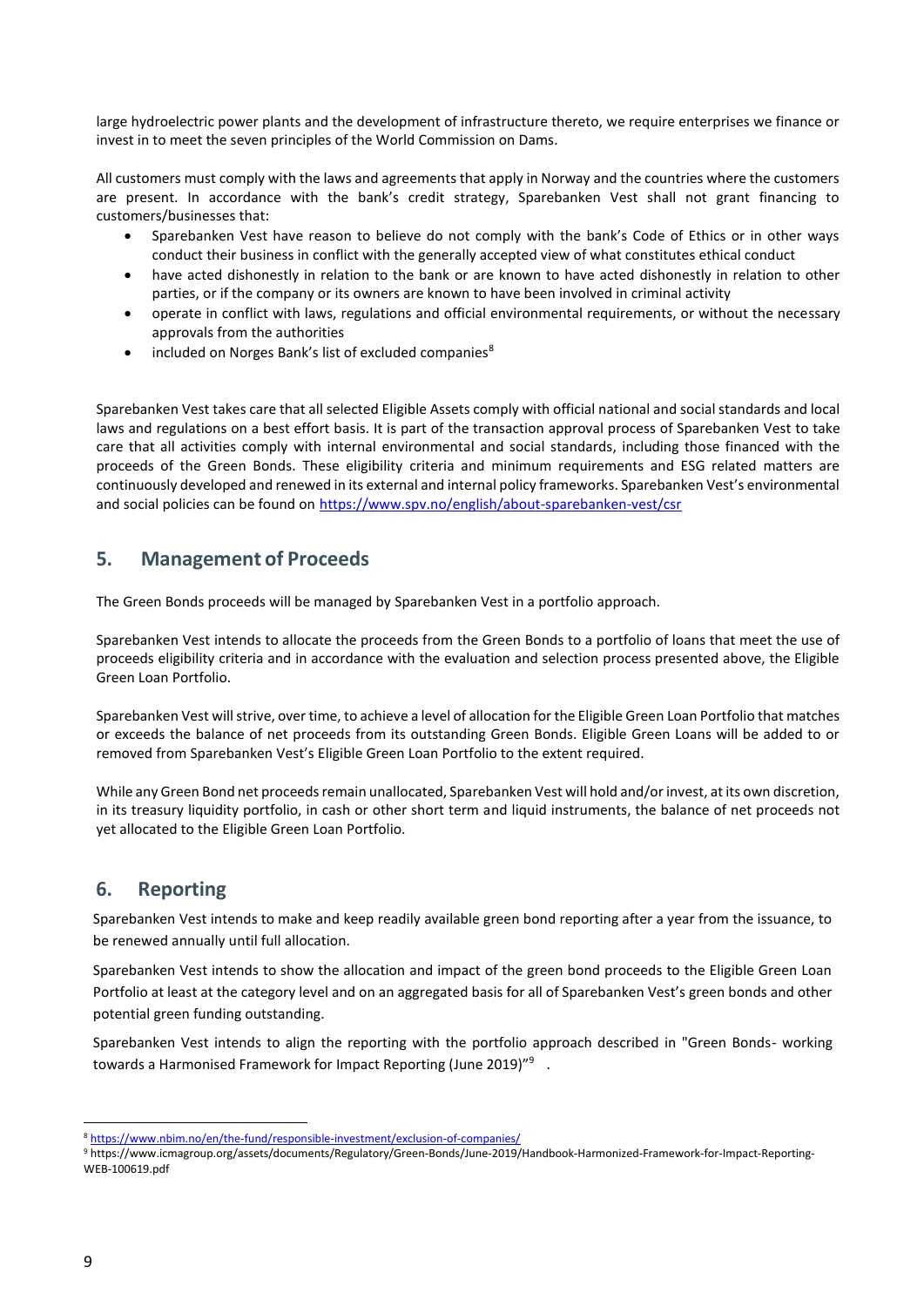large hydroelectric power plants and the development of infrastructure thereto, we require enterprises we finance or invest in to meet the seven principles of the World Commission on Dams.

All customers must comply with the laws and agreements that apply in Norway and the countries where the customers are present. In accordance with the bank's credit strategy, Sparebanken Vest shall not grant financing to customers/businesses that:

- Sparebanken Vest have reason to believe do not comply with the bank's Code of Ethics or in other ways conduct their business in conflict with the generally accepted view of what constitutes ethical conduct
- have acted dishonestly in relation to the bank or are known to have acted dishonestly in relation to other parties, or if the company or its owners are known to have been involved in criminal activity
- operate in conflict with laws, regulations and official environmental requirements, or without the necessary approvals from the authorities
- included on Norges Bank's list of excluded companies[8]

Sparebanken Vest takes care that all selected Eligible Assets comply with official national and social standards and local laws and regulations on a best effort basis. It is part of the transaction approval process of Sparebanken Vest to take care that all activities comply with internal environmental and social standards, including those financed with the proceeds of the Green Bonds. These eligibility criteria and minimum requirements and ESG related matters are continuously developed and renewed in its external and internal policy frameworks. Sparebanken Vest's environmental and social policies can be found on https://www.spv.no/english/about-sparebanken-vest/csr

## 5. Management of Proceeds

The Green Bonds proceeds will be managed by Sparebanken Vest in a portfolio approach.

Sparebanken Vest intends to allocate the proceeds from the Green Bonds to a portfolio of loans that meet the use of proceeds eligibility criteria and in accordance with the evaluation and selection process presented above, the Eligible Green Loan Portfolio.

Sparebanken Vest will strive, over time, to achieve a level of allocation for the Eligible Green Loan Portfolio that matches or exceeds the balance of net proceeds from its outstanding Green Bonds. Eligible Green Loans will be added to or removed from Sparebanken Vest's Eligible Green Loan Portfolio to the extent required.

While any Green Bond net proceeds remain unallocated, Sparebanken Vest will hold and/or invest, at its own discretion, in its treasury liquidity portfolio, in cash or other short term and liquid instruments, the balance of net proceeds not yet allocated to the Eligible Green Loan Portfolio.

## 6. Reporting

Sparebanken Vest intends to make and keep readily available green bond reporting after a year from the issuance, to be renewed annually until full allocation.

Sparebanken Vest intends to show the allocation and impact of the green bond proceeds to the Eligible Green Loan Portfolio at least at the category level and on an aggregated basis for all of Sparebanken Vest's green bonds and other potential green funding outstanding.

Sparebanken Vest intends to align the reporting with the portfolio approach described in "Green Bonds- working towards a Harmonised Framework for Impact Reporting (June 2019)"[9] .

---

[8] https://www.nbim.no/en/the-fund/responsible-investment/exclusion-of-companies/

[9] https://www.icmagroup.org/assets/documents/Regulatory/Green-Bonds/June-2019/Handbook-Harmonized-Framework-for-Impact-Reporting-WEB-100619.pdf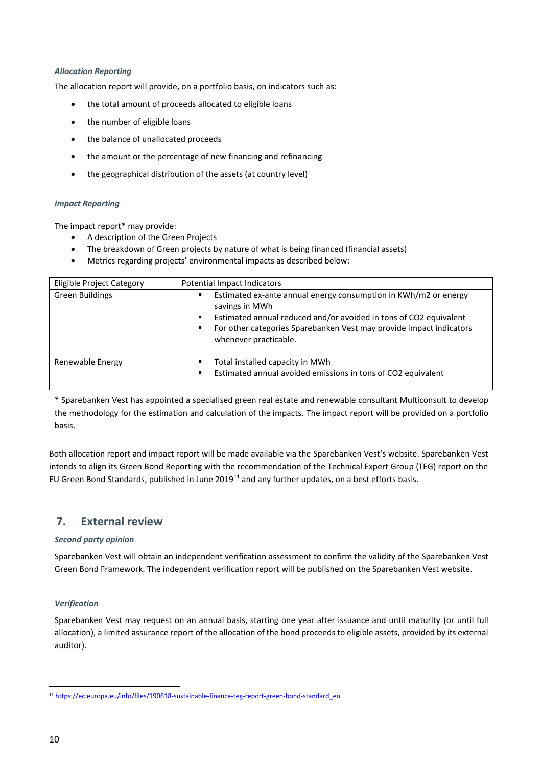*Allocation Reporting*

The allocation report will provide, on a portfolio basis, on indicators such as:

- the total amount of proceeds allocated to eligible loans
- the number of eligible loans
- the balance of unallocated proceeds
- the amount or the percentage of new financing and refinancing
- the geographical distribution of the assets (at country level)

*Impact Reporting*

The impact report* may provide:

- A description of the Green Projects
- The breakdown of Green projects by nature of what is being financed (financial assets)
- Metrics regarding projects' environmental impacts as described below:

| Eligible Project Category | Potential Impact Indicators |
|---|---|
| Green Buildings | ▪ Estimated ex-ante annual energy consumption in KWh/m2 or energy savings in MWh<br>▪ Estimated annual reduced and/or avoided in tons of $CO_2$ equivalent<br>▪ For other categories Sparebanken Vest may provide impact indicators whenever practicable. |
| Renewable Energy | ▪ Total installed capacity in MWh<br>▪ Estimated annual avoided emissions in tons of $CO_2$ equivalent |

* Sparebanken Vest has appointed a specialised green real estate and renewable consultant Multiconsult to develop the methodology for the estimation and calculation of the impacts. The impact report will be provided on a portfolio basis.

Both allocation report and impact report will be made available via the Sparebanken Vest's website. Sparebanken Vest intends to align its Green Bond Reporting with the recommendation of the Technical Expert Group (TEG) report on the EU Green Bond Standards, published in June 2019[11] and any further updates, on a best efforts basis.

## 7. External review

*Second party opinion*

Sparebanken Vest will obtain an independent verification assessment to confirm the validity of the Sparebanken Vest Green Bond Framework. The independent verification report will be published on the Sparebanken Vest website.

*Verification*

Sparebanken Vest may request on an annual basis, starting one year after issuance and until maturity (or until full allocation), a limited assurance report of the allocation of the bond proceeds to eligible assets, provided by its external auditor).

[11] https://ec.europa.eu/info/files/190618-sustainable-finance-teg-report-green-bond-standard_en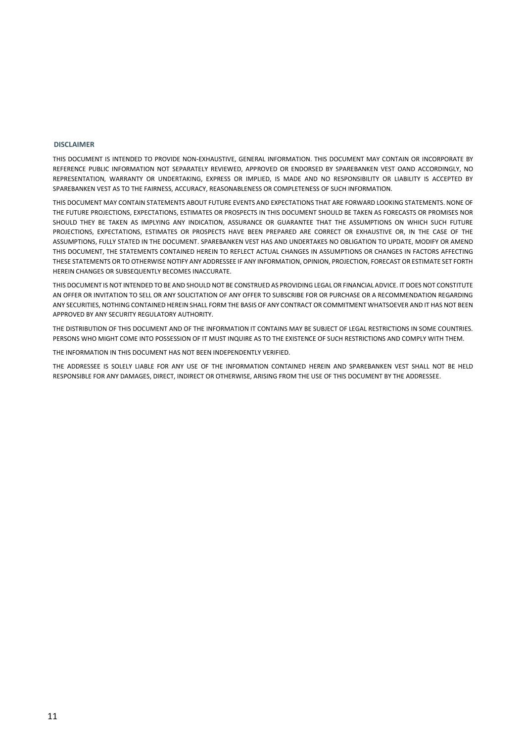**DISCLAIMER**

THIS DOCUMENT IS INTENDED TO PROVIDE NON-EXHAUSTIVE, GENERAL INFORMATION. THIS DOCUMENT MAY CONTAIN OR INCORPORATE BY REFERENCE PUBLIC INFORMATION NOT SEPARATELY REVIEWED, APPROVED OR ENDORSED BY SPAREBANKEN VEST OAND ACCORDINGLY, NO REPRESENTATION, WARRANTY OR UNDERTAKING, EXPRESS OR IMPLIED, IS MADE AND NO RESPONSIBILITY OR LIABILITY IS ACCEPTED BY SPAREBANKEN VEST AS TO THE FAIRNESS, ACCURACY, REASONABLENESS OR COMPLETENESS OF SUCH INFORMATION.

THIS DOCUMENT MAY CONTAIN STATEMENTS ABOUT FUTURE EVENTS AND EXPECTATIONS THAT ARE FORWARD LOOKING STATEMENTS. NONE OF THE FUTURE PROJECTIONS, EXPECTATIONS, ESTIMATES OR PROSPECTS IN THIS DOCUMENT SHOULD BE TAKEN AS FORECASTS OR PROMISES NOR SHOULD THEY BE TAKEN AS IMPLYING ANY INDICATION, ASSURANCE OR GUARANTEE THAT THE ASSUMPTIONS ON WHICH SUCH FUTURE PROJECTIONS, EXPECTATIONS, ESTIMATES OR PROSPECTS HAVE BEEN PREPARED ARE CORRECT OR EXHAUSTIVE OR, IN THE CASE OF THE ASSUMPTIONS, FULLY STATED IN THE DOCUMENT. SPAREBANKEN VEST HAS AND UNDERTAKES NO OBLIGATION TO UPDATE, MODIFY OR AMEND THIS DOCUMENT, THE STATEMENTS CONTAINED HEREIN TO REFLECT ACTUAL CHANGES IN ASSUMPTIONS OR CHANGES IN FACTORS AFFECTING THESE STATEMENTS OR TO OTHERWISE NOTIFY ANY ADDRESSEE IF ANY INFORMATION, OPINION, PROJECTION, FORECAST OR ESTIMATE SET FORTH HEREIN CHANGES OR SUBSEQUENTLY BECOMES INACCURATE.

THIS DOCUMENT IS NOT INTENDED TO BE AND SHOULD NOT BE CONSTRUED AS PROVIDING LEGAL OR FINANCIAL ADVICE. IT DOES NOT CONSTITUTE AN OFFER OR INVITATION TO SELL OR ANY SOLICITATION OF ANY OFFER TO SUBSCRIBE FOR OR PURCHASE OR A RECOMMENDATION REGARDING ANY SECURITIES, NOTHING CONTAINED HEREIN SHALL FORM THE BASIS OF ANY CONTRACT OR COMMITMENT WHATSOEVER AND IT HAS NOT BEEN APPROVED BY ANY SECURITY REGULATORY AUTHORITY.

THE DISTRIBUTION OF THIS DOCUMENT AND OF THE INFORMATION IT CONTAINS MAY BE SUBJECT OF LEGAL RESTRICTIONS IN SOME COUNTRIES. PERSONS WHO MIGHT COME INTO POSSESSION OF IT MUST INQUIRE AS TO THE EXISTENCE OF SUCH RESTRICTIONS AND COMPLY WITH THEM.

THE INFORMATION IN THIS DOCUMENT HAS NOT BEEN INDEPENDENTLY VERIFIED.

THE ADDRESSEE IS SOLELY LIABLE FOR ANY USE OF THE INFORMATION CONTAINED HEREIN AND SPAREBANKEN VEST SHALL NOT BE HELD RESPONSIBLE FOR ANY DAMAGES, DIRECT, INDIRECT OR OTHERWISE, ARISING FROM THE USE OF THIS DOCUMENT BY THE ADDRESSEE.